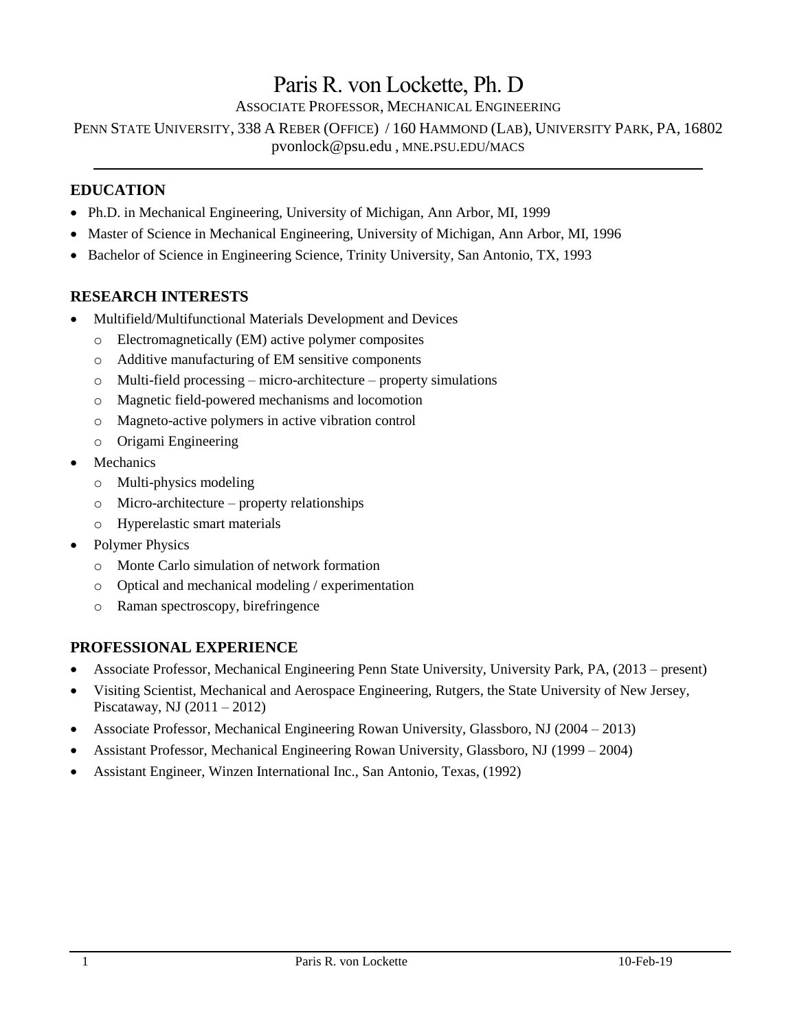# Paris R. von Lockette, Ph. D

ASSOCIATE PROFESSOR, MECHANICAL ENGINEERING

PENN STATE UNIVERSITY, 338 A REBER (OFFICE) / 160 HAMMOND (LAB), UNIVERSITY PARK, PA, 16802

pvonlock@psu.edu , MNE.PSU.EDU/MACS

---

## EDUCATION

- Ph.D. in Mechanical Engineering, University of Michigan, Ann Arbor, MI, 1999
- Master of Science in Mechanical Engineering, University of Michigan, Ann Arbor, MI, 1996
- Bachelor of Science in Engineering Science, Trinity University, San Antonio, TX, 1993

## RESEARCH INTERESTS

- Multifield/Multifunctional Materials Development and Devices
  - Electromagnetically (EM) active polymer composites
  - Additive manufacturing of EM sensitive components
  - Multi-field processing – micro-architecture – property simulations
  - Magnetic field-powered mechanisms and locomotion
  - Magneto-active polymers in active vibration control
  - Origami Engineering
- Mechanics
  - Multi-physics modeling
  - Micro-architecture – property relationships
  - Hyperelastic smart materials
- Polymer Physics
  - Monte Carlo simulation of network formation
  - Optical and mechanical modeling / experimentation
  - Raman spectroscopy, birefringence

## PROFESSIONAL EXPERIENCE

- Associate Professor, Mechanical Engineering Penn State University, University Park, PA, (2013 – present)
- Visiting Scientist, Mechanical and Aerospace Engineering, Rutgers, the State University of New Jersey, Piscataway, NJ (2011 – 2012)
- Associate Professor, Mechanical Engineering Rowan University, Glassboro, NJ (2004 – 2013)
- Assistant Professor, Mechanical Engineering Rowan University, Glassboro, NJ (1999 – 2004)
- Assistant Engineer, Winzen International Inc., San Antonio, Texas, (1992)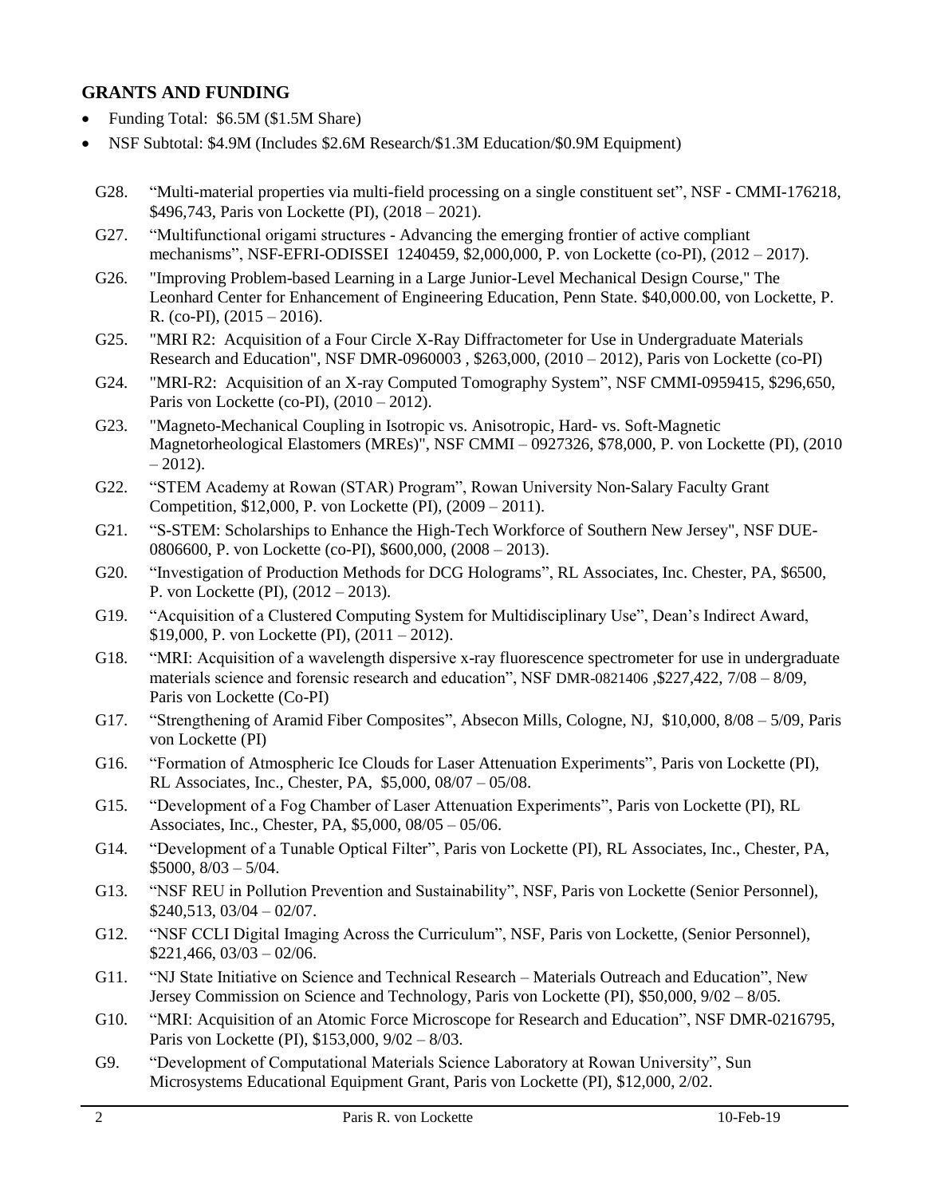## GRANTS AND FUNDING

- Funding Total: $6.5M ($1.5M Share)
- NSF Subtotal: $4.9M (Includes $2.6M Research/$1.3M Education/$0.9M Equipment)

G28. "Multi-material properties via multi-field processing on a single constituent set", NSF - CMMI-176218, $496,743, Paris von Lockette (PI), (2018 – 2021).

G27. "Multifunctional origami structures - Advancing the emerging frontier of active compliant mechanisms", NSF-EFRI-ODISSEI 1240459, $2,000,000, P. von Lockette (co-PI), (2012 – 2017).

G26. "Improving Problem-based Learning in a Large Junior-Level Mechanical Design Course," The Leonhard Center for Enhancement of Engineering Education, Penn State. $40,000.00, von Lockette, P. R. (co-PI), (2015 – 2016).

G25. "MRI R2: Acquisition of a Four Circle X-Ray Diffractometer for Use in Undergraduate Materials Research and Education", NSF DMR-0960003 , $263,000, (2010 – 2012), Paris von Lockette (co-PI)

G24. "MRI-R2: Acquisition of an X-ray Computed Tomography System", NSF CMMI-0959415, $296,650, Paris von Lockette (co-PI), (2010 – 2012).

G23. "Magneto-Mechanical Coupling in Isotropic vs. Anisotropic, Hard- vs. Soft-Magnetic Magnetorheological Elastomers (MREs)", NSF CMMI – 0927326, $78,000, P. von Lockette (PI), (2010 – 2012).

G22. "STEM Academy at Rowan (STAR) Program", Rowan University Non-Salary Faculty Grant Competition, $12,000, P. von Lockette (PI), (2009 – 2011).

G21. "S-STEM: Scholarships to Enhance the High-Tech Workforce of Southern New Jersey", NSF DUE-0806600, P. von Lockette (co-PI), $600,000, (2008 – 2013).

G20. "Investigation of Production Methods for DCG Holograms", RL Associates, Inc. Chester, PA, $6500, P. von Lockette (PI), (2012 – 2013).

G19. "Acquisition of a Clustered Computing System for Multidisciplinary Use", Dean's Indirect Award, $19,000, P. von Lockette (PI), (2011 – 2012).

G18. "MRI: Acquisition of a wavelength dispersive x-ray fluorescence spectrometer for use in undergraduate materials science and forensic research and education", NSF DMR-0821406 ,$227,422, 7/08 – 8/09, Paris von Lockette (Co-PI)

G17. "Strengthening of Aramid Fiber Composites", Absecon Mills, Cologne, NJ, $10,000, 8/08 – 5/09, Paris von Lockette (PI)

G16. "Formation of Atmospheric Ice Clouds for Laser Attenuation Experiments", Paris von Lockette (PI), RL Associates, Inc., Chester, PA, $5,000, 08/07 – 05/08.

G15. "Development of a Fog Chamber of Laser Attenuation Experiments", Paris von Lockette (PI), RL Associates, Inc., Chester, PA, $5,000, 08/05 – 05/06.

G14. "Development of a Tunable Optical Filter", Paris von Lockette (PI), RL Associates, Inc., Chester, PA, $5000, 8/03 – 5/04.

G13. "NSF REU in Pollution Prevention and Sustainability", NSF, Paris von Lockette (Senior Personnel), $240,513, 03/04 – 02/07.

G12. "NSF CCLI Digital Imaging Across the Curriculum", NSF, Paris von Lockette, (Senior Personnel), $221,466, 03/03 – 02/06.

G11. "NJ State Initiative on Science and Technical Research – Materials Outreach and Education", New Jersey Commission on Science and Technology, Paris von Lockette (PI), $50,000, 9/02 – 8/05.

G10. "MRI: Acquisition of an Atomic Force Microscope for Research and Education", NSF DMR-0216795, Paris von Lockette (PI), $153,000, 9/02 – 8/03.

G9. "Development of Computational Materials Science Laboratory at Rowan University", Sun Microsystems Educational Equipment Grant, Paris von Lockette (PI), $12,000, 2/02.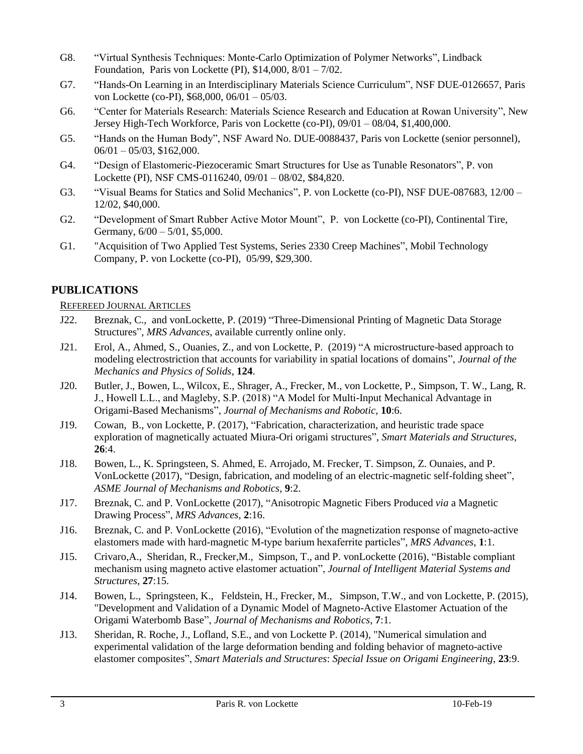G8. "Virtual Synthesis Techniques: Monte-Carlo Optimization of Polymer Networks", Lindback Foundation, Paris von Lockette (PI), $14,000, 8/01 – 7/02.

G7. "Hands-On Learning in an Interdisciplinary Materials Science Curriculum", NSF DUE-0126657, Paris von Lockette (co-PI), $68,000, 06/01 – 05/03.

G6. "Center for Materials Research: Materials Science Research and Education at Rowan University", New Jersey High-Tech Workforce, Paris von Lockette (co-PI), 09/01 – 08/04, $1,400,000.

G5. "Hands on the Human Body", NSF Award No. DUE-0088437, Paris von Lockette (senior personnel), 06/01 – 05/03, $162,000.

G4. "Design of Elastomeric-Piezoceramic Smart Structures for Use as Tunable Resonators", P. von Lockette (PI), NSF CMS-0116240, 09/01 – 08/02, $84,820.

G3. "Visual Beams for Statics and Solid Mechanics", P. von Lockette (co-PI), NSF DUE-087683, 12/00 – 12/02, $40,000.

G2. "Development of Smart Rubber Active Motor Mount", P. von Lockette (co-PI), Continental Tire, Germany, 6/00 – 5/01, $5,000.

G1. "Acquisition of Two Applied Test Systems, Series 2330 Creep Machines", Mobil Technology Company, P. von Lockette (co-PI), 05/99, $29,300.

## PUBLICATIONS

REFEREED JOURNAL ARTICLES

J22. Breznak, C., and vonLockette, P. (2019) "Three-Dimensional Printing of Magnetic Data Storage Structures", *MRS Advances*, available currently online only.

J21. Erol, A., Ahmed, S., Ouanies, Z., and von Lockette, P. (2019) "A microstructure-based approach to modeling electrostriction that accounts for variability in spatial locations of domains", *Journal of the Mechanics and Physics of Solids*, **124**.

J20. Butler, J., Bowen, L., Wilcox, E., Shrager, A., Frecker, M., von Lockette, P., Simpson, T. W., Lang, R. J., Howell L.L., and Magleby, S.P. (2018) "A Model for Multi-Input Mechanical Advantage in Origami-Based Mechanisms", *Journal of Mechanisms and Robotic,* **10**:6.

J19. Cowan, B., von Lockette, P. (2017), "Fabrication, characterization, and heuristic trade space exploration of magnetically actuated Miura-Ori origami structures", *Smart Materials and Structures*, **26**:4.

J18. Bowen, L., K. Springsteen, S. Ahmed, E. Arrojado, M. Frecker, T. Simpson, Z. Ounaies, and P. VonLockette (2017), "Design, fabrication, and modeling of an electric-magnetic self-folding sheet", *ASME Journal of Mechanisms and Robotics*, **9**:2.

J17. Breznak, C. and P. VonLockette (2017), "Anisotropic Magnetic Fibers Produced *via* a Magnetic Drawing Process", *MRS Advances*, **2**:16.

J16. Breznak, C. and P. VonLockette (2016), "Evolution of the magnetization response of magneto-active elastomers made with hard-magnetic M-type barium hexaferrite particles", *MRS Advances*, **1**:1.

J15. Crivaro,A., Sheridan, R., Frecker,M., Simpson, T., and P. vonLockette (2016), "Bistable compliant mechanism using magneto active elastomer actuation", *Journal of Intelligent Material Systems and Structures,* **27**:15.

J14. Bowen, L., Springsteen, K., Feldstein, H., Frecker, M., Simpson, T.W., and von Lockette, P. (2015), "Development and Validation of a Dynamic Model of Magneto-Active Elastomer Actuation of the Origami Waterbomb Base", *Journal of Mechanisms and Robotics*, **7**:1.

J13. Sheridan, R. Roche, J., Lofland, S.E., and von Lockette P. (2014), "Numerical simulation and experimental validation of the large deformation bending and folding behavior of magneto-active elastomer composites", *Smart Materials and Structures*: *Special Issue on Origami Engineering*, **23**:9.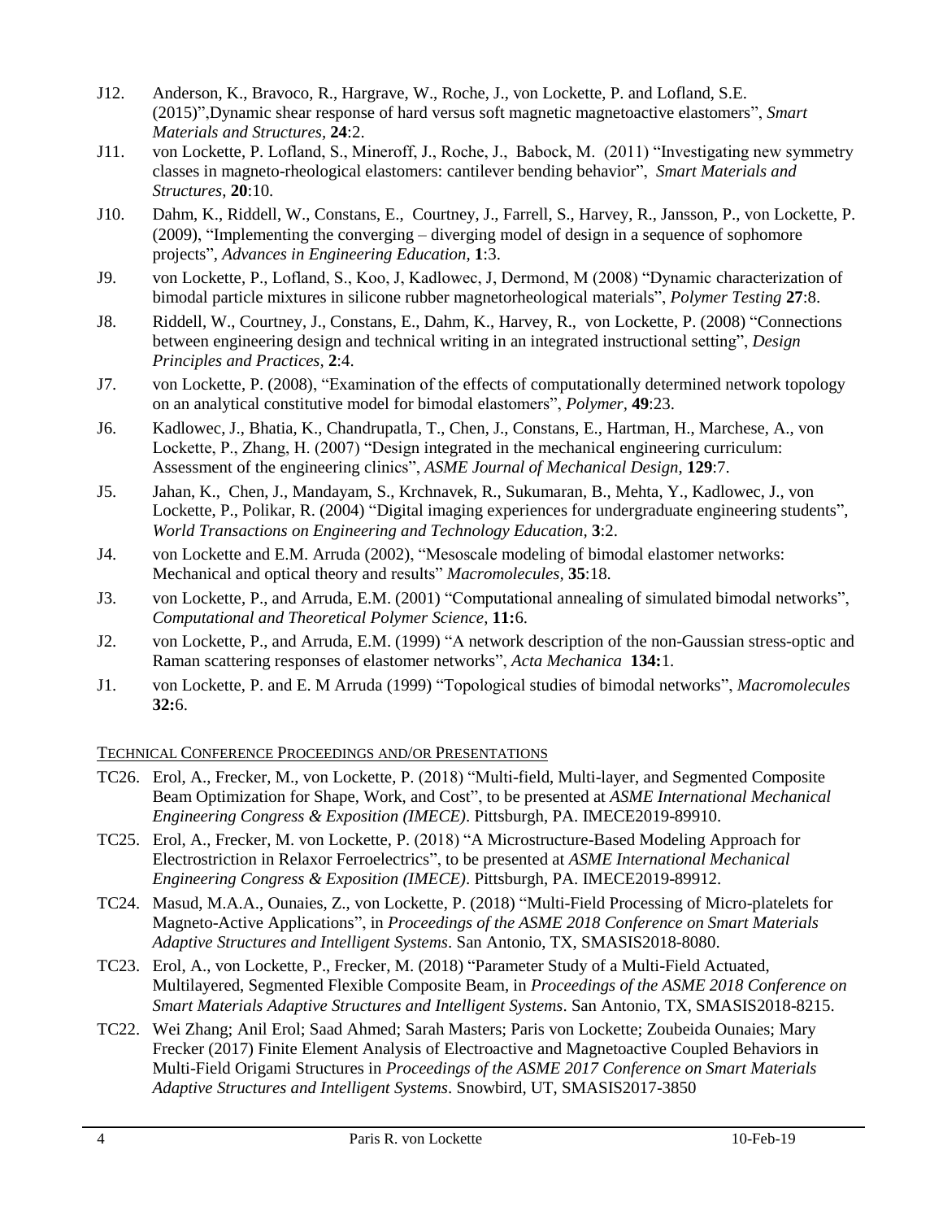J12. Anderson, K., Bravoco, R., Hargrave, W., Roche, J., von Lockette, P. and Lofland, S.E. (2015)",Dynamic shear response of hard versus soft magnetic magnetoactive elastomers", *Smart Materials and Structures*, **24**:2.

J11. von Lockette, P. Lofland, S., Mineroff, J., Roche, J., Babock, M. (2011) "Investigating new symmetry classes in magneto-rheological elastomers: cantilever bending behavior", *Smart Materials and Structures*, **20**:10.

J10. Dahm, K., Riddell, W., Constans, E., Courtney, J., Farrell, S., Harvey, R., Jansson, P., von Lockette, P. (2009), "Implementing the converging – diverging model of design in a sequence of sophomore projects", *Advances in Engineering Education*, **1**:3.

J9. von Lockette, P., Lofland, S., Koo, J, Kadlowec, J, Dermond, M (2008) "Dynamic characterization of bimodal particle mixtures in silicone rubber magnetorheological materials", *Polymer Testing* **27**:8.

J8. Riddell, W., Courtney, J., Constans, E., Dahm, K., Harvey, R., von Lockette, P. (2008) "Connections between engineering design and technical writing in an integrated instructional setting", *Design Principles and Practices*, **2**:4.

J7. von Lockette, P. (2008), "Examination of the effects of computationally determined network topology on an analytical constitutive model for bimodal elastomers", *Polymer*, **49**:23.

J6. Kadlowec, J., Bhatia, K., Chandrupatla, T., Chen, J., Constans, E., Hartman, H., Marchese, A., von Lockette, P., Zhang, H. (2007) "Design integrated in the mechanical engineering curriculum: Assessment of the engineering clinics", *ASME Journal of Mechanical Design*, **129**:7.

J5. Jahan, K., Chen, J., Mandayam, S., Krchnavek, R., Sukumaran, B., Mehta, Y., Kadlowec, J., von Lockette, P., Polikar, R. (2004) "Digital imaging experiences for undergraduate engineering students", *World Transactions on Engineering and Technology Education*, **3**:2.

J4. von Lockette and E.M. Arruda (2002), "Mesoscale modeling of bimodal elastomer networks: Mechanical and optical theory and results" *Macromolecules*, **35**:18.

J3. von Lockette, P., and Arruda, E.M. (2001) "Computational annealing of simulated bimodal networks", *Computational and Theoretical Polymer Science*, **11:**6.

J2. von Lockette, P., and Arruda, E.M. (1999) "A network description of the non-Gaussian stress-optic and Raman scattering responses of elastomer networks", *Acta Mechanica* **134:**1.

J1. von Lockette, P. and E. M Arruda (1999) "Topological studies of bimodal networks", *Macromolecules* **32:**6.

## Technical Conference Proceedings and/or Presentations

TC26. Erol, A., Frecker, M., von Lockette, P. (2018) "Multi-field, Multi-layer, and Segmented Composite Beam Optimization for Shape, Work, and Cost", to be presented at *ASME International Mechanical Engineering Congress & Exposition (IMECE)*. Pittsburgh, PA. IMECE2019-89910.

TC25. Erol, A., Frecker, M. von Lockette, P. (2018) "A Microstructure-Based Modeling Approach for Electrostriction in Relaxor Ferroelectrics", to be presented at *ASME International Mechanical Engineering Congress & Exposition (IMECE)*. Pittsburgh, PA. IMECE2019-89912.

TC24. Masud, M.A.A., Ounaies, Z., von Lockette, P. (2018) "Multi-Field Processing of Micro-platelets for Magneto-Active Applications", in *Proceedings of the ASME 2018 Conference on Smart Materials Adaptive Structures and Intelligent Systems*. San Antonio, TX, SMASIS2018-8080.

TC23. Erol, A., von Lockette, P., Frecker, M. (2018) "Parameter Study of a Multi-Field Actuated, Multilayered, Segmented Flexible Composite Beam, in *Proceedings of the ASME 2018 Conference on Smart Materials Adaptive Structures and Intelligent Systems*. San Antonio, TX, SMASIS2018-8215.

TC22. Wei Zhang; Anil Erol; Saad Ahmed; Sarah Masters; Paris von Lockette; Zoubeida Ounaies; Mary Frecker (2017) Finite Element Analysis of Electroactive and Magnetoactive Coupled Behaviors in Multi-Field Origami Structures in *Proceedings of the ASME 2017 Conference on Smart Materials Adaptive Structures and Intelligent Systems*. Snowbird, UT, SMASIS2017-3850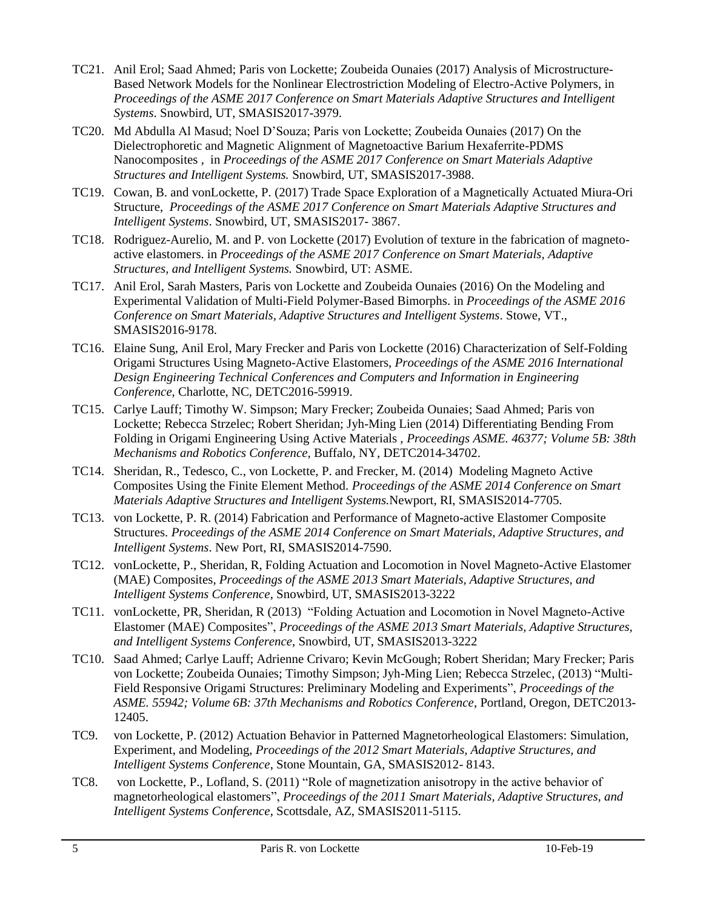TC21. Anil Erol; Saad Ahmed; Paris von Lockette; Zoubeida Ounaies (2017) Analysis of Microstructure-Based Network Models for the Nonlinear Electrostriction Modeling of Electro-Active Polymers, in *Proceedings of the ASME 2017 Conference on Smart Materials Adaptive Structures and Intelligent Systems*. Snowbird, UT, SMASIS2017-3979.

TC20. Md Abdulla Al Masud; Noel D'Souza; Paris von Lockette; Zoubeida Ounaies (2017) On the Dielectrophoretic and Magnetic Alignment of Magnetoactive Barium Hexaferrite-PDMS Nanocomposites , in *Proceedings of the ASME 2017 Conference on Smart Materials Adaptive Structures and Intelligent Systems.* Snowbird, UT, SMASIS2017-3988.

TC19. Cowan, B. and vonLockette, P. (2017) Trade Space Exploration of a Magnetically Actuated Miura-Ori Structure, *Proceedings of the ASME 2017 Conference on Smart Materials Adaptive Structures and Intelligent Systems*. Snowbird, UT, SMASIS2017- 3867.

TC18. Rodriguez-Aurelio, M. and P. von Lockette (2017) Evolution of texture in the fabrication of magneto-active elastomers. in *Proceedings of the ASME 2017 Conference on Smart Materials, Adaptive Structures, and Intelligent Systems.* Snowbird, UT: ASME.

TC17. Anil Erol, Sarah Masters, Paris von Lockette and Zoubeida Ounaies (2016) On the Modeling and Experimental Validation of Multi-Field Polymer-Based Bimorphs. in *Proceedings of the ASME 2016 Conference on Smart Materials, Adaptive Structures and Intelligent Systems*. Stowe, VT., SMASIS2016-9178.

TC16. Elaine Sung, Anil Erol, Mary Frecker and Paris von Lockette (2016) Characterization of Self-Folding Origami Structures Using Magneto-Active Elastomers, *Proceedings of the ASME 2016 International Design Engineering Technical Conferences and Computers and Information in Engineering Conference*, Charlotte, NC, DETC2016-59919.

TC15. Carlye Lauff; Timothy W. Simpson; Mary Frecker; Zoubeida Ounaies; Saad Ahmed; Paris von Lockette; Rebecca Strzelec; Robert Sheridan; Jyh-Ming Lien (2014) Differentiating Bending From Folding in Origami Engineering Using Active Materials , *Proceedings ASME. 46377; Volume 5B: 38th Mechanisms and Robotics Conference*, Buffalo, NY, DETC2014-34702.

TC14. Sheridan, R., Tedesco, C., von Lockette, P. and Frecker, M. (2014) Modeling Magneto Active Composites Using the Finite Element Method. *Proceedings of the ASME 2014 Conference on Smart Materials Adaptive Structures and Intelligent Systems.*Newport, RI, SMASIS2014-7705.

TC13. von Lockette, P. R. (2014) Fabrication and Performance of Magneto-active Elastomer Composite Structures. *Proceedings of the ASME 2014 Conference on Smart Materials, Adaptive Structures, and Intelligent Systems*. New Port, RI, SMASIS2014-7590.

TC12. vonLockette, P., Sheridan, R, Folding Actuation and Locomotion in Novel Magneto-Active Elastomer (MAE) Composites, *Proceedings of the ASME 2013 Smart Materials, Adaptive Structures, and Intelligent Systems Conference*, Snowbird, UT, SMASIS2013-3222

TC11. vonLockette, PR, Sheridan, R (2013) "Folding Actuation and Locomotion in Novel Magneto-Active Elastomer (MAE) Composites", *Proceedings of the ASME 2013 Smart Materials, Adaptive Structures, and Intelligent Systems Conference*, Snowbird, UT, SMASIS2013-3222

TC10. Saad Ahmed; Carlye Lauff; Adrienne Crivaro; Kevin McGough; Robert Sheridan; Mary Frecker; Paris von Lockette; Zoubeida Ounaies; Timothy Simpson; Jyh-Ming Lien; Rebecca Strzelec, (2013) "Multi-Field Responsive Origami Structures: Preliminary Modeling and Experiments", *Proceedings of the ASME. 55942; Volume 6B: 37th Mechanisms and Robotics Conference*, Portland, Oregon, DETC2013-12405.

TC9. von Lockette, P. (2012) Actuation Behavior in Patterned Magnetorheological Elastomers: Simulation, Experiment, and Modeling, *Proceedings of the 2012 Smart Materials, Adaptive Structures, and Intelligent Systems Conference*, Stone Mountain, GA, SMASIS2012- 8143.

TC8. von Lockette, P., Lofland, S. (2011) "Role of magnetization anisotropy in the active behavior of magnetorheological elastomers", *Proceedings of the 2011 Smart Materials, Adaptive Structures, and Intelligent Systems Conference*, Scottsdale, AZ, SMASIS2011-5115.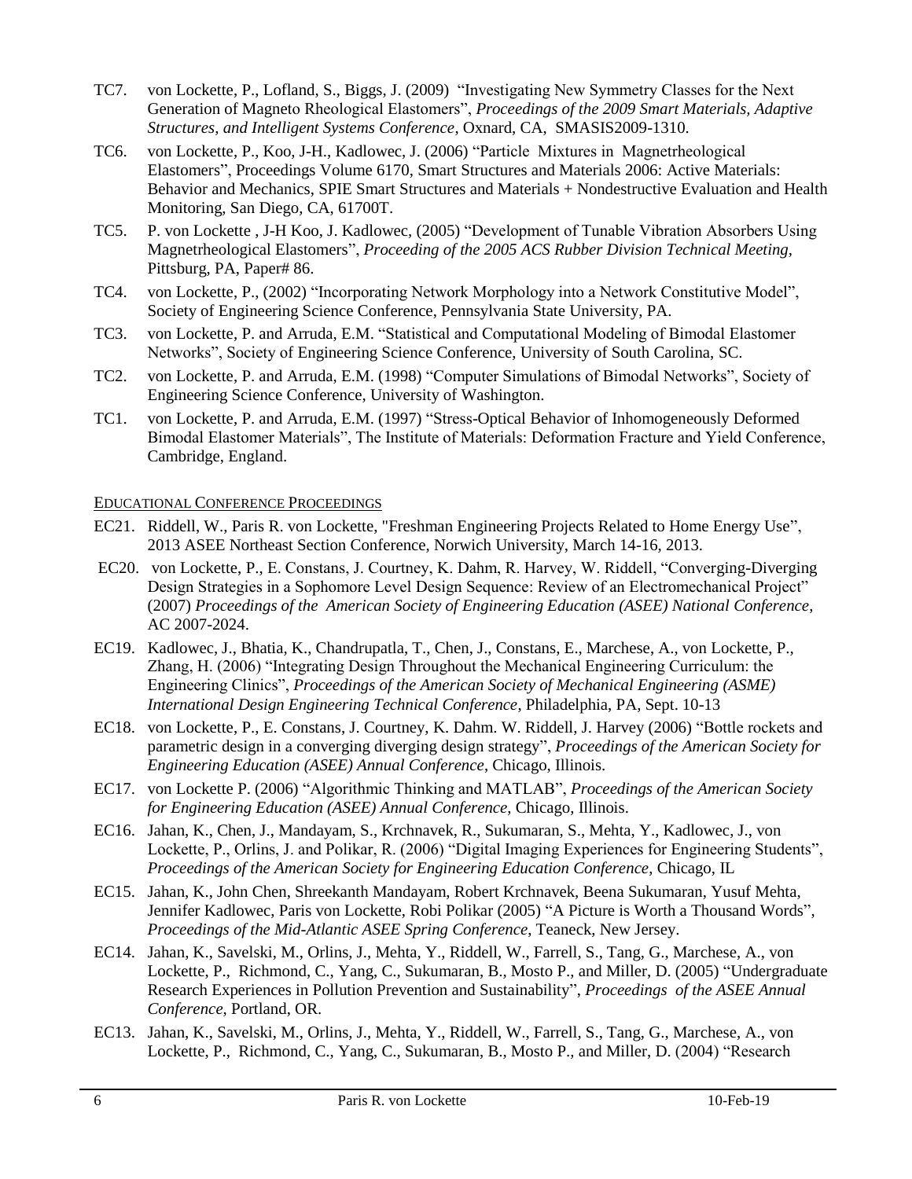TC7. von Lockette, P., Lofland, S., Biggs, J. (2009) "Investigating New Symmetry Classes for the Next Generation of Magneto Rheological Elastomers", *Proceedings of the 2009 Smart Materials, Adaptive Structures, and Intelligent Systems Conference*, Oxnard, CA, SMASIS2009-1310.

TC6. von Lockette, P., Koo, J-H., Kadlowec, J. (2006) "Particle Mixtures in Magnetrheological Elastomers", Proceedings Volume 6170, Smart Structures and Materials 2006: Active Materials: Behavior and Mechanics, SPIE Smart Structures and Materials + Nondestructive Evaluation and Health Monitoring, San Diego, CA, 61700T.

TC5. P. von Lockette , J-H Koo, J. Kadlowec, (2005) "Development of Tunable Vibration Absorbers Using Magnetrheological Elastomers", *Proceeding of the 2005 ACS Rubber Division Technical Meeting*, Pittsburg, PA, Paper# 86.

TC4. von Lockette, P., (2002) "Incorporating Network Morphology into a Network Constitutive Model", Society of Engineering Science Conference, Pennsylvania State University, PA.

TC3. von Lockette, P. and Arruda, E.M. "Statistical and Computational Modeling of Bimodal Elastomer Networks", Society of Engineering Science Conference, University of South Carolina, SC.

TC2. von Lockette, P. and Arruda, E.M. (1998) "Computer Simulations of Bimodal Networks", Society of Engineering Science Conference, University of Washington.

TC1. von Lockette, P. and Arruda, E.M. (1997) "Stress-Optical Behavior of Inhomogeneously Deformed Bimodal Elastomer Materials", The Institute of Materials: Deformation Fracture and Yield Conference, Cambridge, England.

EDUCATIONAL CONFERENCE PROCEEDINGS

EC21. Riddell, W., Paris R. von Lockette, "Freshman Engineering Projects Related to Home Energy Use", 2013 ASEE Northeast Section Conference, Norwich University, March 14-16, 2013.

EC20. von Lockette, P., E. Constans, J. Courtney, K. Dahm, R. Harvey, W. Riddell, "Converging-Diverging Design Strategies in a Sophomore Level Design Sequence: Review of an Electromechanical Project" (2007) *Proceedings of the American Society of Engineering Education (ASEE) National Conference*, AC 2007-2024.

EC19. Kadlowec, J., Bhatia, K., Chandrupatla, T., Chen, J., Constans, E., Marchese, A., von Lockette, P., Zhang, H. (2006) "Integrating Design Throughout the Mechanical Engineering Curriculum: the Engineering Clinics", *Proceedings of the American Society of Mechanical Engineering (ASME) International Design Engineering Technical Conference*, Philadelphia, PA, Sept. 10-13

EC18. von Lockette, P., E. Constans, J. Courtney, K. Dahm. W. Riddell, J. Harvey (2006) "Bottle rockets and parametric design in a converging diverging design strategy", *Proceedings of the American Society for Engineering Education (ASEE) Annual Conference*, Chicago, Illinois.

EC17. von Lockette P. (2006) "Algorithmic Thinking and MATLAB", *Proceedings of the American Society for Engineering Education (ASEE) Annual Conference*, Chicago, Illinois.

EC16. Jahan, K., Chen, J., Mandayam, S., Krchnavek, R., Sukumaran, S., Mehta, Y., Kadlowec, J., von Lockette, P., Orlins, J. and Polikar, R. (2006) "Digital Imaging Experiences for Engineering Students", *Proceedings of the American Society for Engineering Education Conference*, Chicago, IL

EC15. Jahan, K., John Chen, Shreekanth Mandayam, Robert Krchnavek, Beena Sukumaran, Yusuf Mehta, Jennifer Kadlowec, Paris von Lockette, Robi Polikar (2005) "A Picture is Worth a Thousand Words", *Proceedings of the Mid-Atlantic ASEE Spring Conference*, Teaneck, New Jersey.

EC14. Jahan, K., Savelski, M., Orlins, J., Mehta, Y., Riddell, W., Farrell, S., Tang, G., Marchese, A., von Lockette, P., Richmond, C., Yang, C., Sukumaran, B., Mosto P., and Miller, D. (2005) "Undergraduate Research Experiences in Pollution Prevention and Sustainability", *Proceedings of the ASEE Annual Conference*, Portland, OR.

EC13. Jahan, K., Savelski, M., Orlins, J., Mehta, Y., Riddell, W., Farrell, S., Tang, G., Marchese, A., von Lockette, P., Richmond, C., Yang, C., Sukumaran, B., Mosto P., and Miller, D. (2004) "Research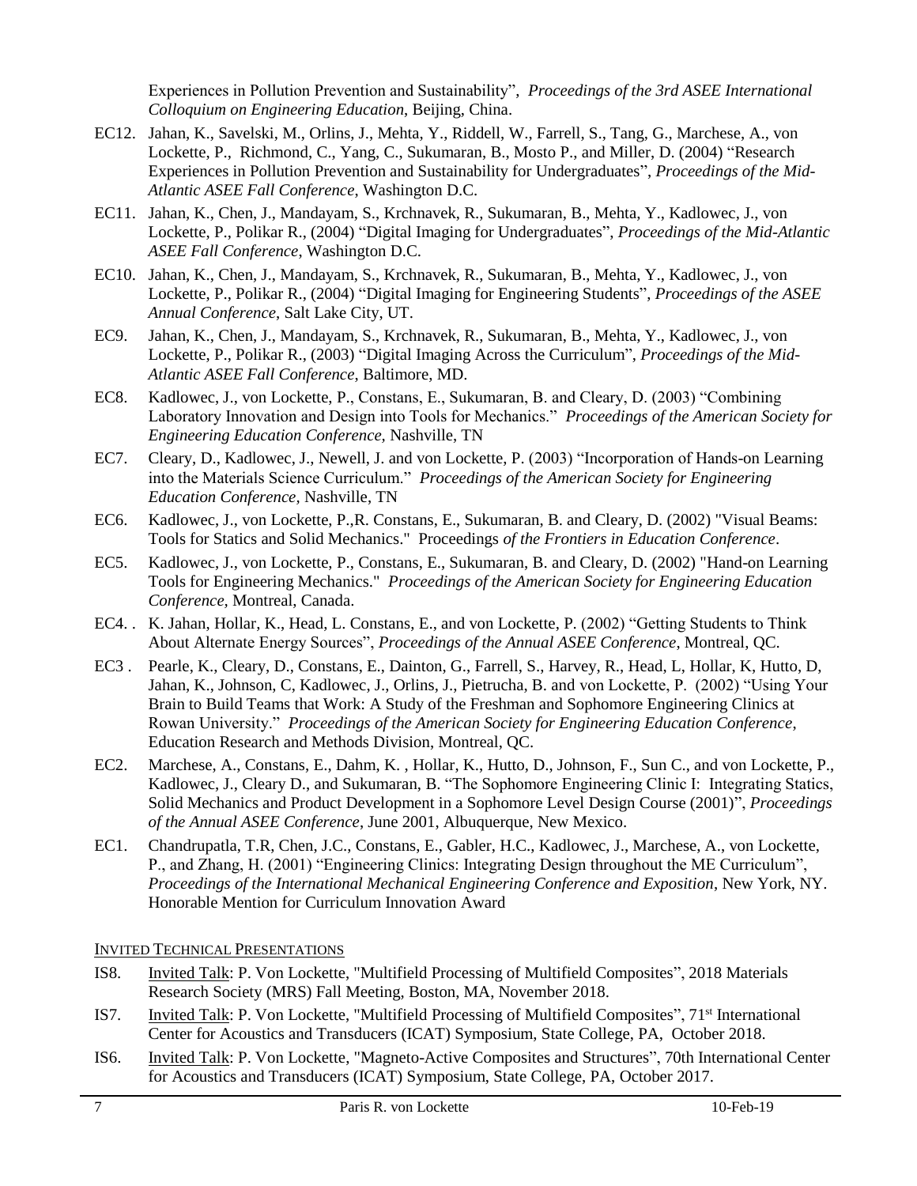Experiences in Pollution Prevention and Sustainability", *Proceedings of the 3rd ASEE International Colloquium on Engineering Education*, Beijing, China.

EC12. Jahan, K., Savelski, M., Orlins, J., Mehta, Y., Riddell, W., Farrell, S., Tang, G., Marchese, A., von Lockette, P., Richmond, C., Yang, C., Sukumaran, B., Mosto P., and Miller, D. (2004) "Research Experiences in Pollution Prevention and Sustainability for Undergraduates", *Proceedings of the Mid-Atlantic ASEE Fall Conference*, Washington D.C.

EC11. Jahan, K., Chen, J., Mandayam, S., Krchnavek, R., Sukumaran, B., Mehta, Y., Kadlowec, J., von Lockette, P., Polikar R., (2004) "Digital Imaging for Undergraduates", *Proceedings of the Mid-Atlantic ASEE Fall Conference*, Washington D.C.

EC10. Jahan, K., Chen, J., Mandayam, S., Krchnavek, R., Sukumaran, B., Mehta, Y., Kadlowec, J., von Lockette, P., Polikar R., (2004) "Digital Imaging for Engineering Students", *Proceedings of the ASEE Annual Conference*, Salt Lake City, UT.

EC9. Jahan, K., Chen, J., Mandayam, S., Krchnavek, R., Sukumaran, B., Mehta, Y., Kadlowec, J., von Lockette, P., Polikar R., (2003) "Digital Imaging Across the Curriculum", *Proceedings of the Mid-Atlantic ASEE Fall Conference*, Baltimore, MD.

EC8. Kadlowec, J., von Lockette, P., Constans, E., Sukumaran, B. and Cleary, D. (2003) "Combining Laboratory Innovation and Design into Tools for Mechanics." *Proceedings of the American Society for Engineering Education Conference*, Nashville, TN

EC7. Cleary, D., Kadlowec, J., Newell, J. and von Lockette, P. (2003) "Incorporation of Hands-on Learning into the Materials Science Curriculum." *Proceedings of the American Society for Engineering Education Conference*, Nashville, TN

EC6. Kadlowec, J., von Lockette, P.,R. Constans, E., Sukumaran, B. and Cleary, D. (2002) "Visual Beams: Tools for Statics and Solid Mechanics." Proceedings *of the Frontiers in Education Conference*.

EC5. Kadlowec, J., von Lockette, P., Constans, E., Sukumaran, B. and Cleary, D. (2002) "Hand-on Learning Tools for Engineering Mechanics." *Proceedings of the American Society for Engineering Education Conference*, Montreal, Canada.

EC4. . K. Jahan, Hollar, K., Head, L. Constans, E., and von Lockette, P. (2002) "Getting Students to Think About Alternate Energy Sources", *Proceedings of the Annual ASEE Conference*, Montreal, QC.

EC3 . Pearle, K., Cleary, D., Constans, E., Dainton, G., Farrell, S., Harvey, R., Head, L, Hollar, K, Hutto, D, Jahan, K., Johnson, C, Kadlowec, J., Orlins, J., Pietrucha, B. and von Lockette, P. (2002) "Using Your Brain to Build Teams that Work: A Study of the Freshman and Sophomore Engineering Clinics at Rowan University." *Proceedings of the American Society for Engineering Education Conference*, Education Research and Methods Division, Montreal, QC.

EC2. Marchese, A., Constans, E., Dahm, K. , Hollar, K., Hutto, D., Johnson, F., Sun C., and von Lockette, P., Kadlowec, J., Cleary D., and Sukumaran, B. "The Sophomore Engineering Clinic I: Integrating Statics, Solid Mechanics and Product Development in a Sophomore Level Design Course (2001)", *Proceedings of the Annual ASEE Conference*, June 2001, Albuquerque, New Mexico.

EC1. Chandrupatla, T.R, Chen, J.C., Constans, E., Gabler, H.C., Kadlowec, J., Marchese, A., von Lockette, P., and Zhang, H. (2001) "Engineering Clinics: Integrating Design throughout the ME Curriculum", *Proceedings of the International Mechanical Engineering Conference and Exposition*, New York, NY. Honorable Mention for Curriculum Innovation Award

## INVITED TECHNICAL PRESENTATIONS

IS8. Invited Talk: P. Von Lockette, "Multifield Processing of Multifield Composites", 2018 Materials Research Society (MRS) Fall Meeting, Boston, MA, November 2018.

IS7. Invited Talk: P. Von Lockette, "Multifield Processing of Multifield Composites", 71st International Center for Acoustics and Transducers (ICAT) Symposium, State College, PA, October 2018.

IS6. Invited Talk: P. Von Lockette, "Magneto-Active Composites and Structures", 70th International Center for Acoustics and Transducers (ICAT) Symposium, State College, PA, October 2017.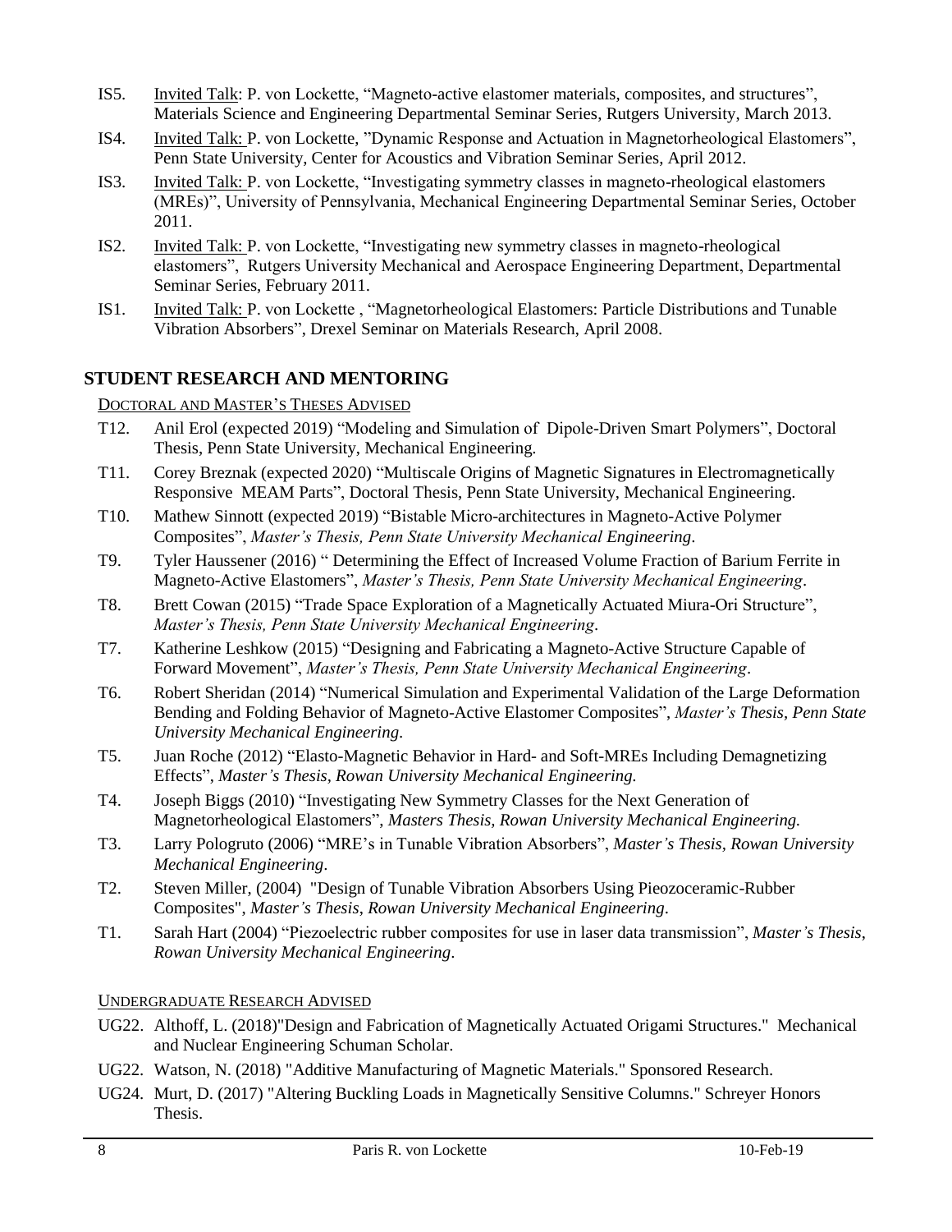IS5. Invited Talk: P. von Lockette, "Magneto-active elastomer materials, composites, and structures", Materials Science and Engineering Departmental Seminar Series, Rutgers University, March 2013.

IS4. Invited Talk: P. von Lockette, "Dynamic Response and Actuation in Magnetorheological Elastomers", Penn State University, Center for Acoustics and Vibration Seminar Series, April 2012.

IS3. Invited Talk: P. von Lockette, "Investigating symmetry classes in magneto-rheological elastomers (MREs)", University of Pennsylvania, Mechanical Engineering Departmental Seminar Series, October 2011.

IS2. Invited Talk: P. von Lockette, "Investigating new symmetry classes in magneto-rheological elastomers", Rutgers University Mechanical and Aerospace Engineering Department, Departmental Seminar Series, February 2011.

IS1. Invited Talk: P. von Lockette , "Magnetorheological Elastomers: Particle Distributions and Tunable Vibration Absorbers", Drexel Seminar on Materials Research, April 2008.

## STUDENT RESEARCH AND MENTORING

### DOCTORAL AND MASTER'S THESES ADVISED

T12. Anil Erol (expected 2019) "Modeling and Simulation of Dipole-Driven Smart Polymers", Doctoral Thesis, Penn State University, Mechanical Engineering.

T11. Corey Breznak (expected 2020) "Multiscale Origins of Magnetic Signatures in Electromagnetically Responsive MEAM Parts", Doctoral Thesis, Penn State University, Mechanical Engineering.

T10. Mathew Sinnott (expected 2019) "Bistable Micro-architectures in Magneto-Active Polymer Composites", *Master's Thesis, Penn State University Mechanical Engineering*.

T9. Tyler Haussener (2016) " Determining the Effect of Increased Volume Fraction of Barium Ferrite in Magneto-Active Elastomers", *Master's Thesis, Penn State University Mechanical Engineering*.

T8. Brett Cowan (2015) "Trade Space Exploration of a Magnetically Actuated Miura-Ori Structure", *Master's Thesis, Penn State University Mechanical Engineering*.

T7. Katherine Leshkow (2015) "Designing and Fabricating a Magneto-Active Structure Capable of Forward Movement", *Master's Thesis, Penn State University Mechanical Engineering*.

T6. Robert Sheridan (2014) "Numerical Simulation and Experimental Validation of the Large Deformation Bending and Folding Behavior of Magneto-Active Elastomer Composites", *Master's Thesis, Penn State University Mechanical Engineering*.

T5. Juan Roche (2012) "Elasto-Magnetic Behavior in Hard- and Soft-MREs Including Demagnetizing Effects", *Master's Thesis, Rowan University Mechanical Engineering.*

T4. Joseph Biggs (2010) "Investigating New Symmetry Classes for the Next Generation of Magnetorheological Elastomers", *Masters Thesis, Rowan University Mechanical Engineering.*

T3. Larry Pologruto (2006) "MRE's in Tunable Vibration Absorbers", *Master's Thesis, Rowan University Mechanical Engineering*.

T2. Steven Miller, (2004) "Design of Tunable Vibration Absorbers Using Pieozoceramic-Rubber Composites", *Master's Thesis, Rowan University Mechanical Engineering*.

T1. Sarah Hart (2004) "Piezoelectric rubber composites for use in laser data transmission", *Master's Thesis, Rowan University Mechanical Engineering*.

### UNDERGRADUATE RESEARCH ADVISED

UG22. Althoff, L. (2018)"Design and Fabrication of Magnetically Actuated Origami Structures." Mechanical and Nuclear Engineering Schuman Scholar.

UG22. Watson, N. (2018) "Additive Manufacturing of Magnetic Materials." Sponsored Research.

UG24. Murt, D. (2017) "Altering Buckling Loads in Magnetically Sensitive Columns." Schreyer Honors Thesis.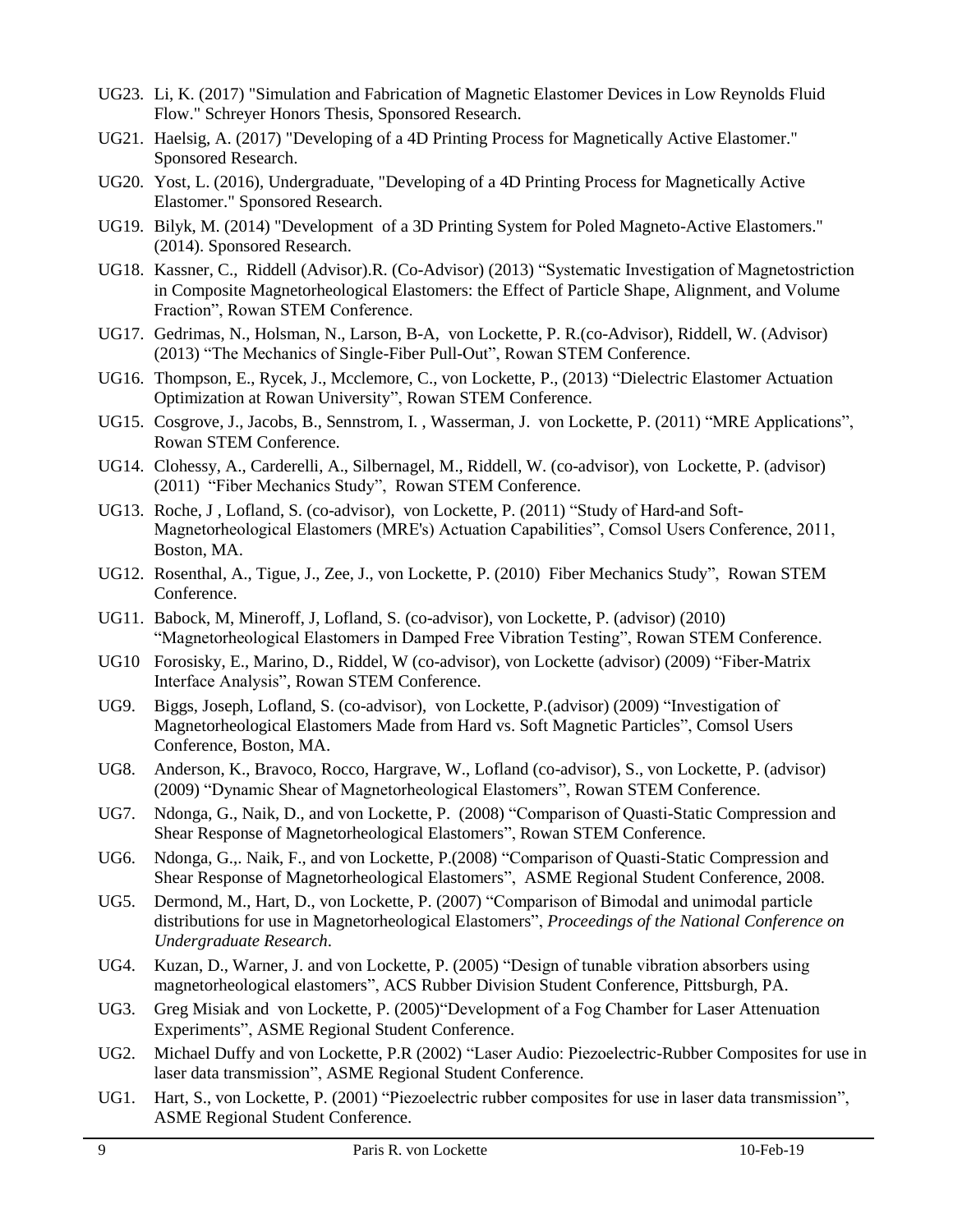UG23. Li, K. (2017) "Simulation and Fabrication of Magnetic Elastomer Devices in Low Reynolds Fluid Flow." Schreyer Honors Thesis, Sponsored Research.

UG21. Haelsig, A. (2017) "Developing of a 4D Printing Process for Magnetically Active Elastomer." Sponsored Research.

UG20. Yost, L. (2016), Undergraduate, "Developing of a 4D Printing Process for Magnetically Active Elastomer." Sponsored Research.

UG19. Bilyk, M. (2014) "Development of a 3D Printing System for Poled Magneto-Active Elastomers." (2014). Sponsored Research.

UG18. Kassner, C., Riddell (Advisor).R. (Co-Advisor) (2013) "Systematic Investigation of Magnetostriction in Composite Magnetorheological Elastomers: the Effect of Particle Shape, Alignment, and Volume Fraction", Rowan STEM Conference.

UG17. Gedrimas, N., Holsman, N., Larson, B-A, von Lockette, P. R.(co-Advisor), Riddell, W. (Advisor) (2013) "The Mechanics of Single-Fiber Pull-Out", Rowan STEM Conference.

UG16. Thompson, E., Rycek, J., Mcclemore, C., von Lockette, P., (2013) "Dielectric Elastomer Actuation Optimization at Rowan University", Rowan STEM Conference.

UG15. Cosgrove, J., Jacobs, B., Sennstrom, I. , Wasserman, J. von Lockette, P. (2011) "MRE Applications", Rowan STEM Conference.

UG14. Clohessy, A., Carderelli, A., Silbernagel, M., Riddell, W. (co-advisor), von Lockette, P. (advisor) (2011) "Fiber Mechanics Study", Rowan STEM Conference.

UG13. Roche, J , Lofland, S. (co-advisor), von Lockette, P. (2011) "Study of Hard-and Soft-Magnetorheological Elastomers (MRE's) Actuation Capabilities", Comsol Users Conference, 2011, Boston, MA.

UG12. Rosenthal, A., Tigue, J., Zee, J., von Lockette, P. (2010) Fiber Mechanics Study", Rowan STEM Conference.

UG11. Babock, M, Mineroff, J, Lofland, S. (co-advisor), von Lockette, P. (advisor) (2010) "Magnetorheological Elastomers in Damped Free Vibration Testing", Rowan STEM Conference.

UG10 Forosisky, E., Marino, D., Riddel, W (co-advisor), von Lockette (advisor) (2009) "Fiber-Matrix Interface Analysis", Rowan STEM Conference.

UG9. Biggs, Joseph, Lofland, S. (co-advisor), von Lockette, P.(advisor) (2009) "Investigation of Magnetorheological Elastomers Made from Hard vs. Soft Magnetic Particles", Comsol Users Conference, Boston, MA.

UG8. Anderson, K., Bravoco, Rocco, Hargrave, W., Lofland (co-advisor), S., von Lockette, P. (advisor) (2009) "Dynamic Shear of Magnetorheological Elastomers", Rowan STEM Conference.

UG7. Ndonga, G., Naik, D., and von Lockette, P. (2008) "Comparison of Quasti-Static Compression and Shear Response of Magnetorheological Elastomers", Rowan STEM Conference.

UG6. Ndonga, G.,. Naik, F., and von Lockette, P.(2008) "Comparison of Quasti-Static Compression and Shear Response of Magnetorheological Elastomers", ASME Regional Student Conference, 2008.

UG5. Dermond, M., Hart, D., von Lockette, P. (2007) "Comparison of Bimodal and unimodal particle distributions for use in Magnetorheological Elastomers", *Proceedings of the National Conference on Undergraduate Research*.

UG4. Kuzan, D., Warner, J. and von Lockette, P. (2005) "Design of tunable vibration absorbers using magnetorheological elastomers", ACS Rubber Division Student Conference, Pittsburgh, PA.

UG3. Greg Misiak and von Lockette, P. (2005)"Development of a Fog Chamber for Laser Attenuation Experiments", ASME Regional Student Conference.

UG2. Michael Duffy and von Lockette, P.R (2002) "Laser Audio: Piezoelectric-Rubber Composites for use in laser data transmission", ASME Regional Student Conference.

UG1. Hart, S., von Lockette, P. (2001) "Piezoelectric rubber composites for use in laser data transmission", ASME Regional Student Conference.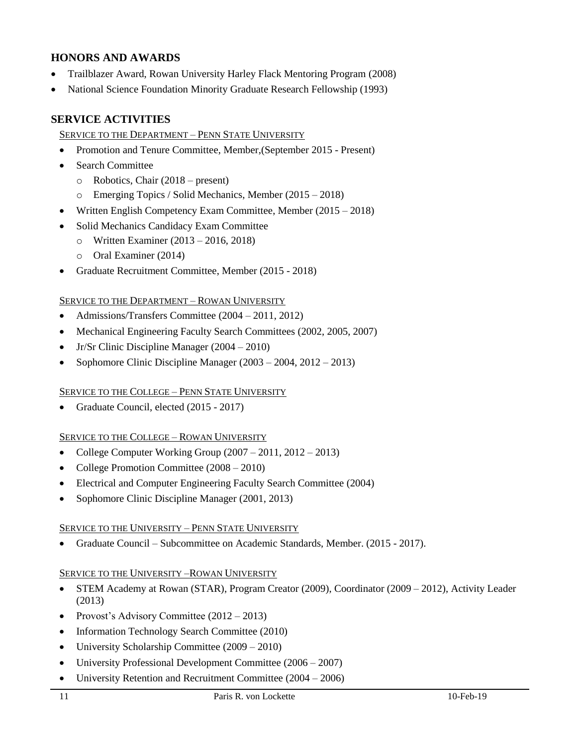## HONORS AND AWARDS

- Trailblazer Award, Rowan University Harley Flack Mentoring Program (2008)
- National Science Foundation Minority Graduate Research Fellowship (1993)

## SERVICE ACTIVITIES

SERVICE TO THE DEPARTMENT – PENN STATE UNIVERSITY

- Promotion and Tenure Committee, Member,(September 2015 - Present)
- Search Committee
  - Robotics, Chair (2018 – present)
  - Emerging Topics / Solid Mechanics, Member (2015 – 2018)
- Written English Competency Exam Committee, Member (2015 – 2018)
- Solid Mechanics Candidacy Exam Committee
  - Written Examiner (2013 – 2016, 2018)
  - Oral Examiner (2014)
- Graduate Recruitment Committee, Member (2015 - 2018)

SERVICE TO THE DEPARTMENT – ROWAN UNIVERSITY

- Admissions/Transfers Committee (2004 – 2011, 2012)
- Mechanical Engineering Faculty Search Committees (2002, 2005, 2007)
- Jr/Sr Clinic Discipline Manager (2004 – 2010)
- Sophomore Clinic Discipline Manager (2003 – 2004, 2012 – 2013)

SERVICE TO THE COLLEGE – PENN STATE UNIVERSITY

- Graduate Council, elected (2015 - 2017)

SERVICE TO THE COLLEGE – ROWAN UNIVERSITY

- College Computer Working Group (2007 – 2011, 2012 – 2013)
- College Promotion Committee (2008 – 2010)
- Electrical and Computer Engineering Faculty Search Committee (2004)
- Sophomore Clinic Discipline Manager (2001, 2013)

SERVICE TO THE UNIVERSITY – PENN STATE UNIVERSITY

- Graduate Council – Subcommittee on Academic Standards, Member. (2015 - 2017).

SERVICE TO THE UNIVERSITY –ROWAN UNIVERSITY

- STEM Academy at Rowan (STAR), Program Creator (2009), Coordinator (2009 – 2012), Activity Leader (2013)
- Provost's Advisory Committee (2012 – 2013)
- Information Technology Search Committee (2010)
- University Scholarship Committee (2009 – 2010)
- University Professional Development Committee (2006 – 2007)
- University Retention and Recruitment Committee (2004 – 2006)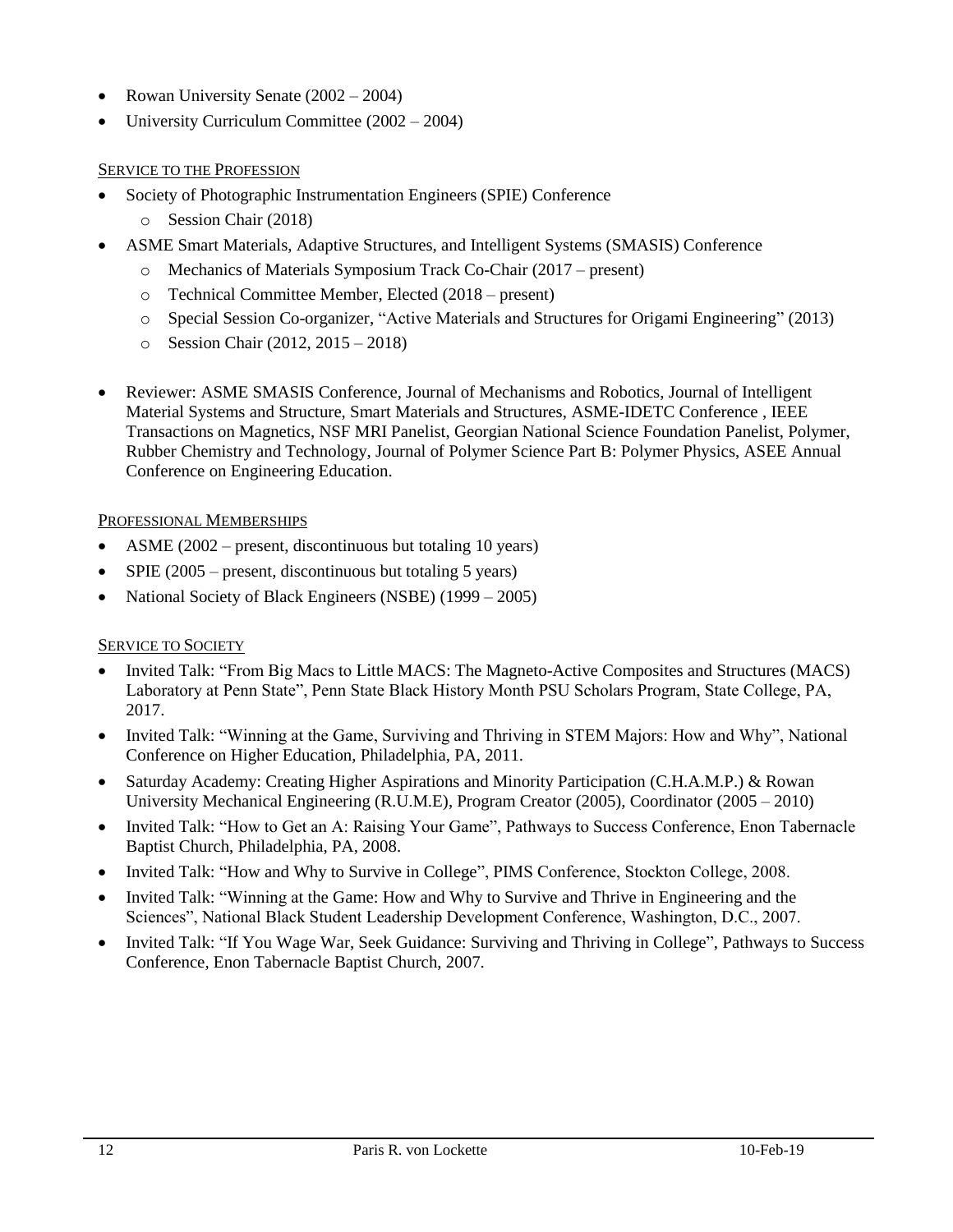- Rowan University Senate (2002 – 2004)
- University Curriculum Committee (2002 – 2004)

### SERVICE TO THE PROFESSION

- Society of Photographic Instrumentation Engineers (SPIE) Conference
  - Session Chair (2018)
- ASME Smart Materials, Adaptive Structures, and Intelligent Systems (SMASIS) Conference
  - Mechanics of Materials Symposium Track Co-Chair (2017 – present)
  - Technical Committee Member, Elected (2018 – present)
  - Special Session Co-organizer, "Active Materials and Structures for Origami Engineering" (2013)
  - Session Chair (2012, 2015 – 2018)

- Reviewer: ASME SMASIS Conference, Journal of Mechanisms and Robotics, Journal of Intelligent Material Systems and Structure, Smart Materials and Structures, ASME-IDETC Conference , IEEE Transactions on Magnetics, NSF MRI Panelist, Georgian National Science Foundation Panelist, Polymer, Rubber Chemistry and Technology, Journal of Polymer Science Part B: Polymer Physics, ASEE Annual Conference on Engineering Education.

### PROFESSIONAL MEMBERSHIPS

- ASME (2002 – present, discontinuous but totaling 10 years)
- SPIE (2005 – present, discontinuous but totaling 5 years)
- National Society of Black Engineers (NSBE) (1999 – 2005)

### SERVICE TO SOCIETY

- Invited Talk: "From Big Macs to Little MACS: The Magneto-Active Composites and Structures (MACS) Laboratory at Penn State", Penn State Black History Month PSU Scholars Program, State College, PA, 2017.
- Invited Talk: "Winning at the Game, Surviving and Thriving in STEM Majors: How and Why", National Conference on Higher Education, Philadelphia, PA, 2011.
- Saturday Academy: Creating Higher Aspirations and Minority Participation (C.H.A.M.P.) & Rowan University Mechanical Engineering (R.U.M.E), Program Creator (2005), Coordinator (2005 – 2010)
- Invited Talk: "How to Get an A: Raising Your Game", Pathways to Success Conference, Enon Tabernacle Baptist Church, Philadelphia, PA, 2008.
- Invited Talk: "How and Why to Survive in College", PIMS Conference, Stockton College, 2008.
- Invited Talk: "Winning at the Game: How and Why to Survive and Thrive in Engineering and the Sciences", National Black Student Leadership Development Conference, Washington, D.C., 2007.
- Invited Talk: "If You Wage War, Seek Guidance: Surviving and Thriving in College", Pathways to Success Conference, Enon Tabernacle Baptist Church, 2007.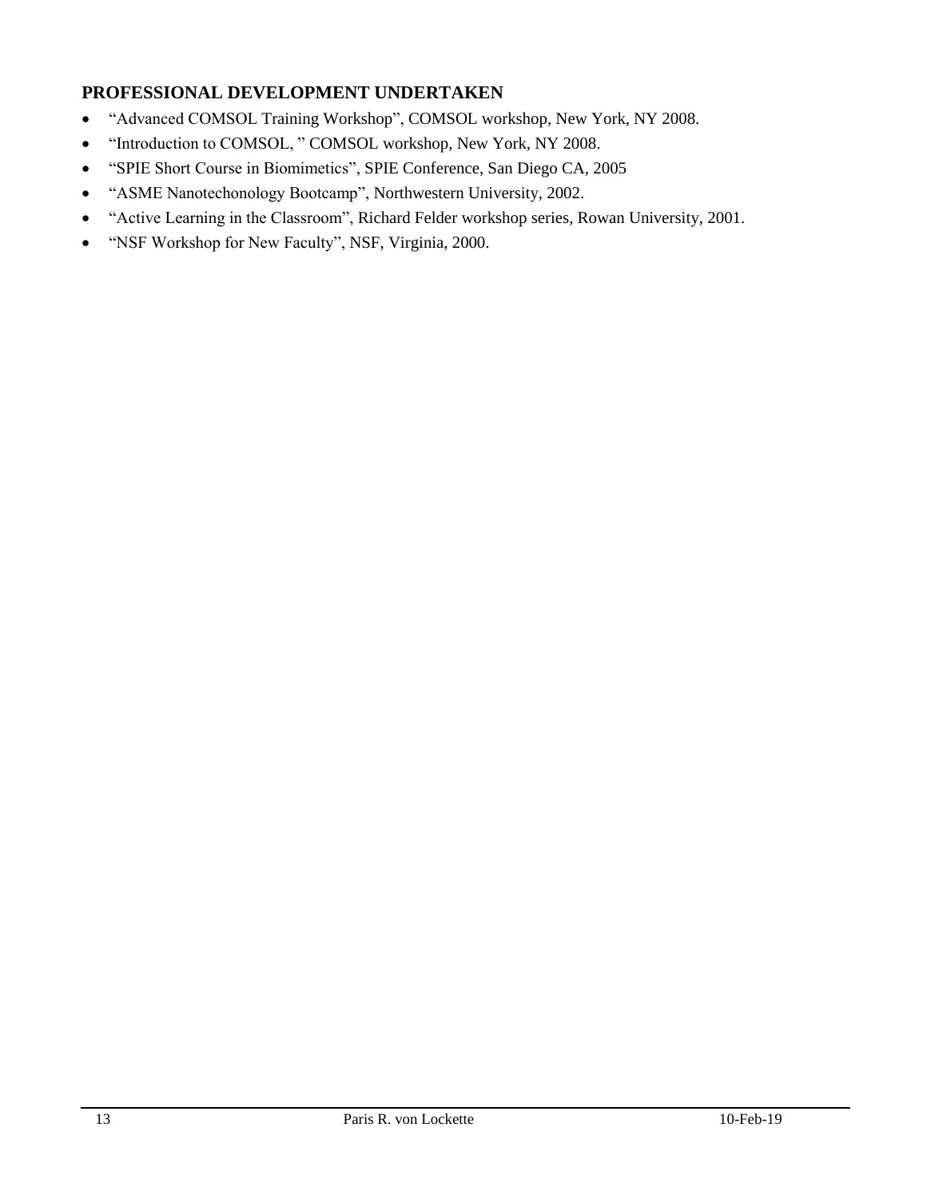## PROFESSIONAL DEVELOPMENT UNDERTAKEN

- “Advanced COMSOL Training Workshop”, COMSOL workshop, New York, NY 2008.
- “Introduction to COMSOL, ” COMSOL workshop, New York, NY 2008.
- “SPIE Short Course in Biomimetics”, SPIE Conference, San Diego CA, 2005
- “ASME Nanotechonology Bootcamp”, Northwestern University, 2002.
- “Active Learning in the Classroom”, Richard Felder workshop series, Rowan University, 2001.
- “NSF Workshop for New Faculty”, NSF, Virginia, 2000.